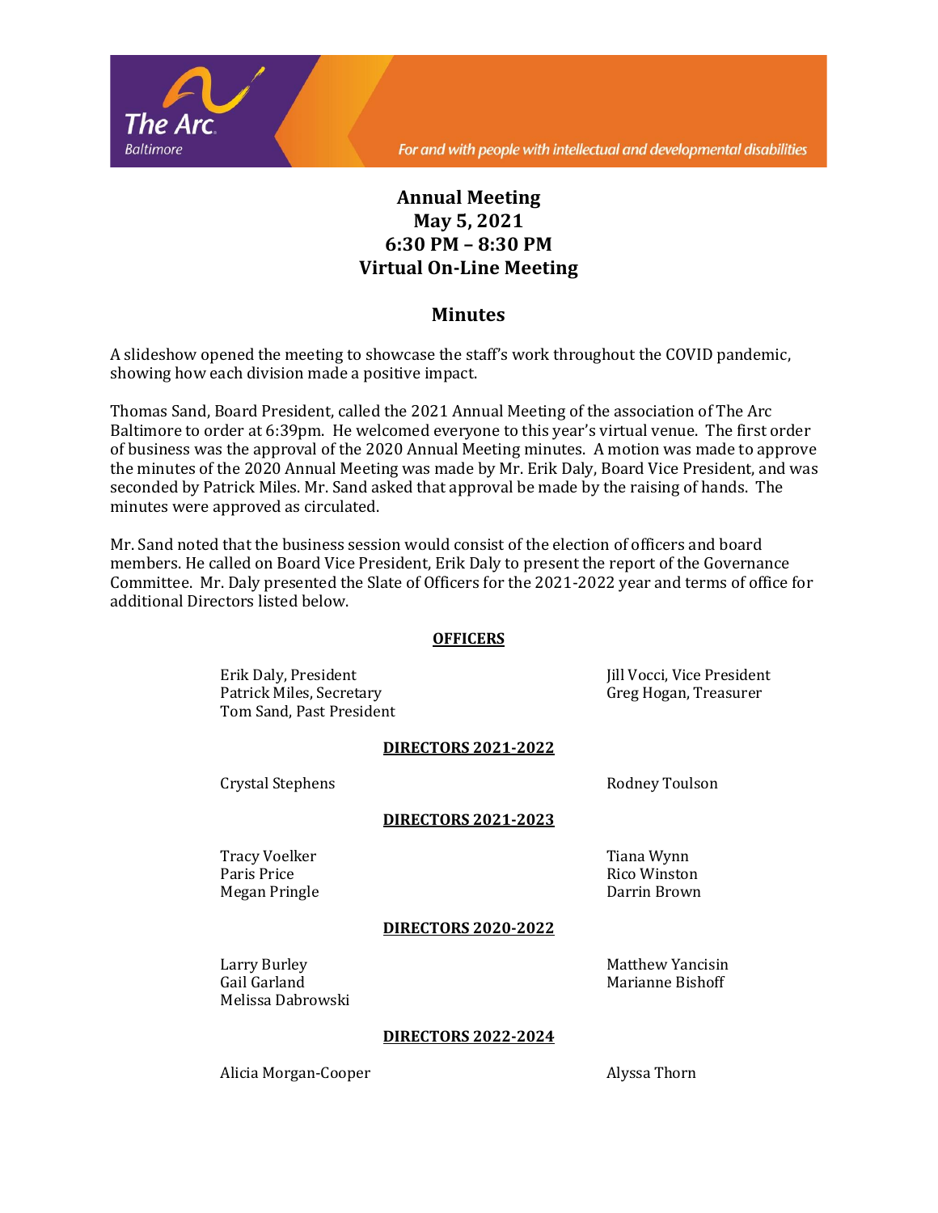The Arc Baltimore

For and with people with intellectual and developmental disabilities

# Annual Meeting
## May 5, 2021
## 6:30 PM – 8:30 PM
## Virtual On-Line Meeting

## Minutes

A slideshow opened the meeting to showcase the staff's work throughout the COVID pandemic, showing how each division made a positive impact.

Thomas Sand, Board President, called the 2021 Annual Meeting of the association of The Arc Baltimore to order at 6:39pm. He welcomed everyone to this year's virtual venue. The first order of business was the approval of the 2020 Annual Meeting minutes. A motion was made to approve the minutes of the 2020 Annual Meeting was made by Mr. Erik Daly, Board Vice President, and was seconded by Patrick Miles. Mr. Sand asked that approval be made by the raising of hands. The minutes were approved as circulated.

Mr. Sand noted that the business session would consist of the election of officers and board members. He called on Board Vice President, Erik Daly to present the report of the Governance Committee. Mr. Daly presented the Slate of Officers for the 2021-2022 year and terms of office for additional Directors listed below.

**OFFICERS**

Erik Daly, President
Jill Vocci, Vice President
Patrick Miles, Secretary
Greg Hogan, Treasurer
Tom Sand, Past President

**DIRECTORS 2021-2022**

Crystal Stephens
Rodney Toulson

**DIRECTORS 2021-2023**

Tracy Voelker
Tiana Wynn
Paris Price
Rico Winston
Megan Pringle
Darrin Brown

**DIRECTORS 2020-2022**

Larry Burley
Matthew Yancisin
Gail Garland
Marianne Bishoff
Melissa Dabrowski

**DIRECTORS 2022-2024**

Alicia Morgan-Cooper
Alyssa Thorn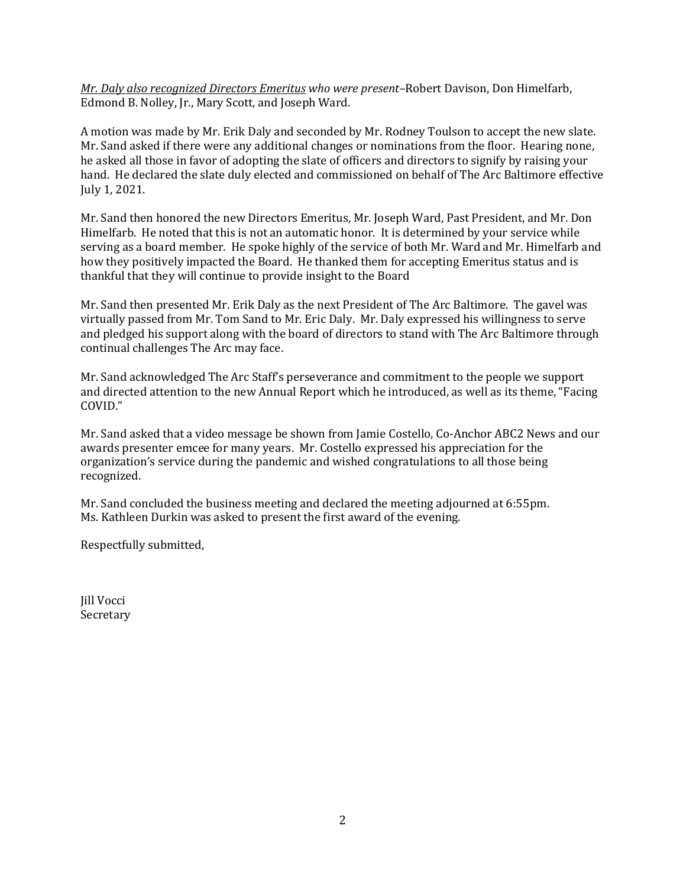*<u>Mr. Daly also recognized Directors Emeritus</u> who were present*–Robert Davison, Don Himelfarb, Edmond B. Nolley, Jr., Mary Scott, and Joseph Ward.

A motion was made by Mr. Erik Daly and seconded by Mr. Rodney Toulson to accept the new slate. Mr. Sand asked if there were any additional changes or nominations from the floor. Hearing none, he asked all those in favor of adopting the slate of officers and directors to signify by raising your hand. He declared the slate duly elected and commissioned on behalf of The Arc Baltimore effective July 1, 2021.

Mr. Sand then honored the new Directors Emeritus, Mr. Joseph Ward, Past President, and Mr. Don Himelfarb. He noted that this is not an automatic honor. It is determined by your service while serving as a board member. He spoke highly of the service of both Mr. Ward and Mr. Himelfarb and how they positively impacted the Board. He thanked them for accepting Emeritus status and is thankful that they will continue to provide insight to the Board

Mr. Sand then presented Mr. Erik Daly as the next President of The Arc Baltimore. The gavel was virtually passed from Mr. Tom Sand to Mr. Eric Daly. Mr. Daly expressed his willingness to serve and pledged his support along with the board of directors to stand with The Arc Baltimore through continual challenges The Arc may face.

Mr. Sand acknowledged The Arc Staff's perseverance and commitment to the people we support and directed attention to the new Annual Report which he introduced, as well as its theme, "Facing COVID."

Mr. Sand asked that a video message be shown from Jamie Costello, Co-Anchor ABC2 News and our awards presenter emcee for many years. Mr. Costello expressed his appreciation for the organization's service during the pandemic and wished congratulations to all those being recognized.

Mr. Sand concluded the business meeting and declared the meeting adjourned at 6:55pm.
Ms. Kathleen Durkin was asked to present the first award of the evening.

Respectfully submitted,

Jill Vocci
Secretary